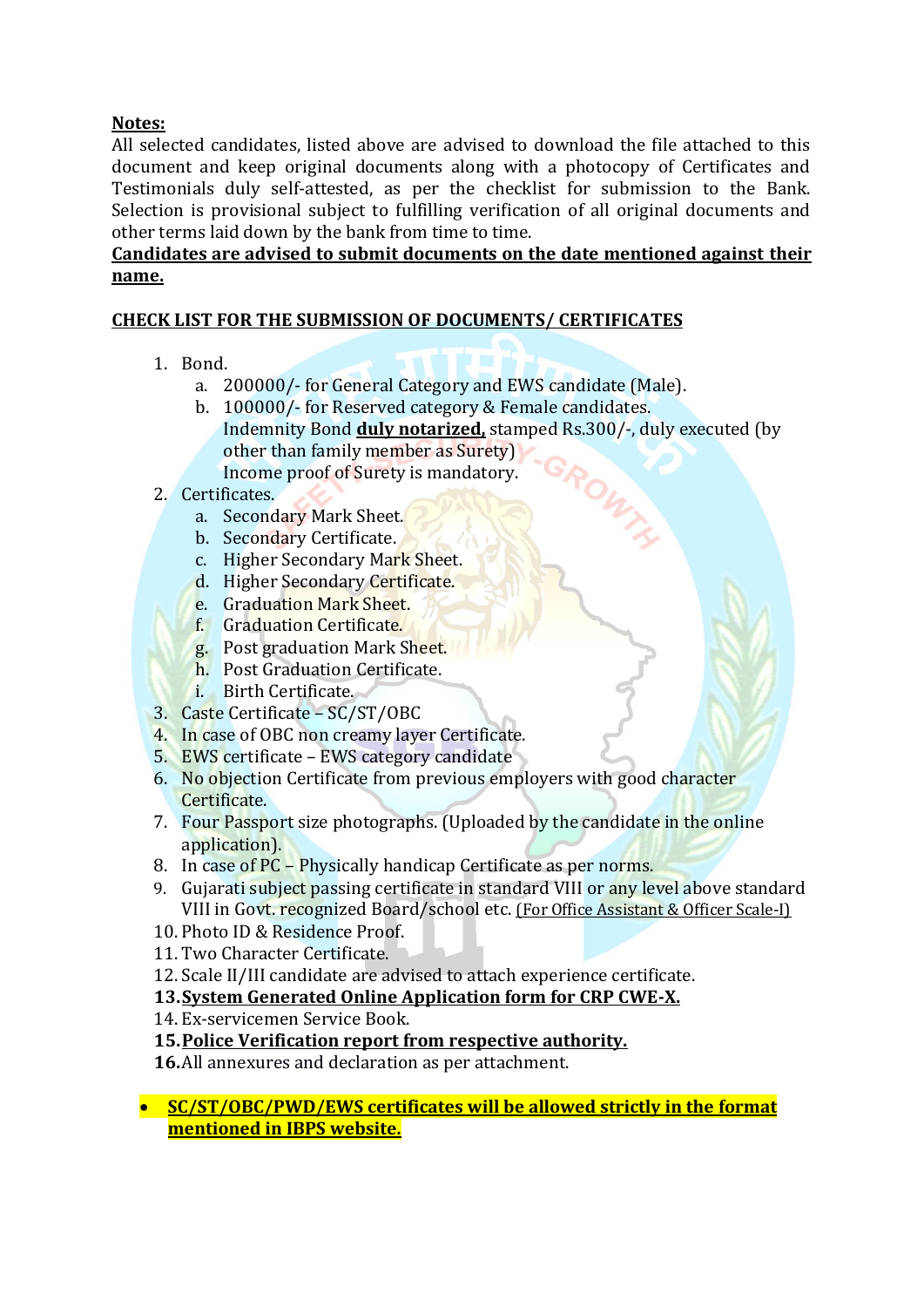**Notes:**

All selected candidates, listed above are advised to download the file attached to this document and keep original documents along with a photocopy of Certificates and Testimonials duly self-attested, as per the checklist for submission to the Bank. Selection is provisional subject to fulfilling verification of all original documents and other terms laid down by the bank from time to time.

**Candidates are advised to submit documents on the date mentioned against their name.**

**CHECK LIST FOR THE SUBMISSION OF DOCUMENTS/ CERTIFICATES**

1. Bond.
   a. 200000/- for General Category and EWS candidate (Male).
   b. 100000/- for Reserved category & Female candidates.
   Indemnity Bond **duly notarized,** stamped Rs.300/-, duly executed (by other than family member as Surety)
   Income proof of Surety is mandatory.
2. Certificates.
   a. Secondary Mark Sheet.
   b. Secondary Certificate.
   c. Higher Secondary Mark Sheet.
   d. Higher Secondary Certificate.
   e. Graduation Mark Sheet.
   f. Graduation Certificate.
   g. Post graduation Mark Sheet.
   h. Post Graduation Certificate.
   i. Birth Certificate.
3. Caste Certificate – SC/ST/OBC
4. In case of OBC non creamy layer Certificate.
5. EWS certificate – EWS category candidate
6. No objection Certificate from previous employers with good character Certificate.
7. Four Passport size photographs. (Uploaded by the candidate in the online application).
8. In case of PC – Physically handicap Certificate as per norms.
9. Gujarati subject passing certificate in standard VIII or any level above standard VIII in Govt. recognized Board/school etc. (For Office Assistant & Officer Scale-I)
10. Photo ID & Residence Proof.
11. Two Character Certificate.
12. Scale II/III candidate are advised to attach experience certificate.
13. **System Generated Online Application form for CRP CWE-X.**
14. Ex-servicemen Service Book.
15. **Police Verification report from respective authority.**
16. All annexures and declaration as per attachment.

- **SC/ST/OBC/PWD/EWS certificates will be allowed strictly in the format mentioned in IBPS website.**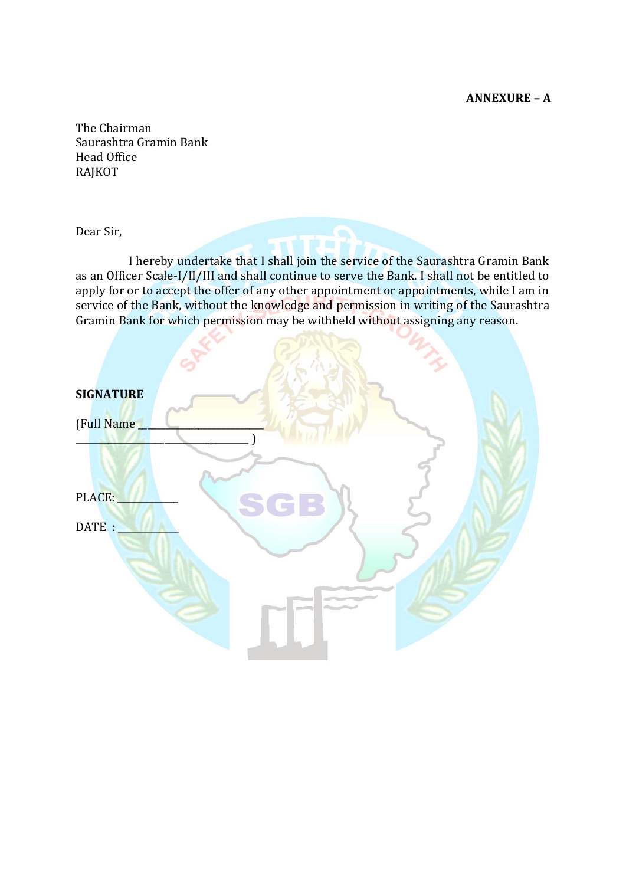**ANNEXURE – A**

The Chairman
Saurashtra Gramin Bank
Head Office
RAJKOT

Dear Sir,

I hereby undertake that I shall join the service of the Saurashtra Gramin Bank as an <u>Officer Scale-I/II/III</u> and shall continue to serve the Bank. I shall not be entitled to apply for or to accept the offer of any other appointment or appointments, while I am in service of the Bank, without the knowledge and permission in writing of the Saurashtra Gramin Bank for which permission may be withheld without assigning any reason.

**SIGNATURE**

(Full Name ______________________________
______________________________________ )

PLACE: ___________

DATE : ___________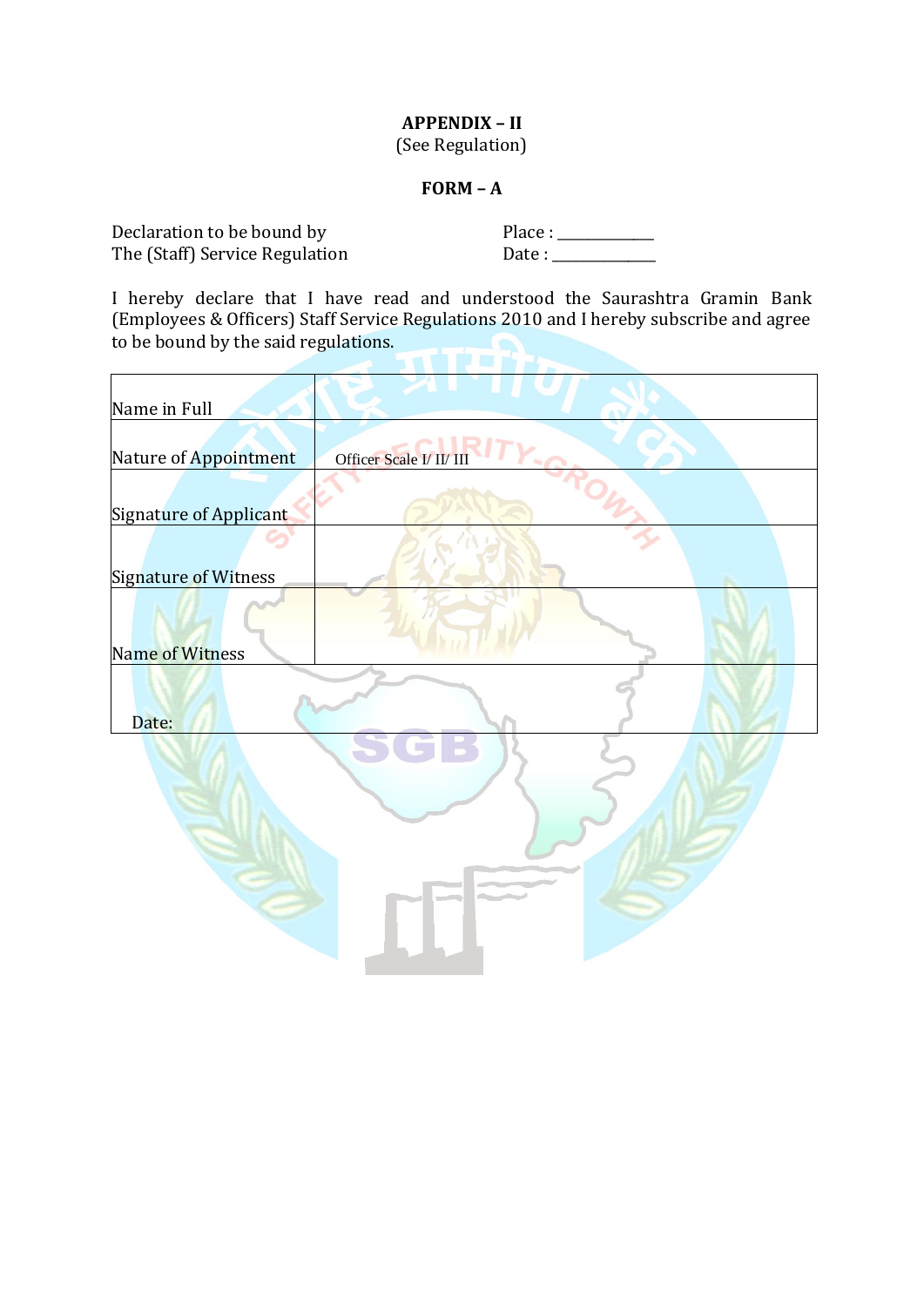**APPENDIX – II**

(See Regulation)

**FORM – A**

Declaration to be bound by
The (Staff) Service Regulation

Place : ___________
Date : ___________

I hereby declare that I have read and understood the Saurashtra Gramin Bank (Employees & Officers) Staff Service Regulations 2010 and I hereby subscribe and agree to be bound by the said regulations.

| | |
|---|---|
| Name in Full | |
| Nature of Appointment | Officer Scale I/ II/ III |
| Signature of Applicant | |
| Signature of Witness | |
| Name of Witness | |
| Date: | |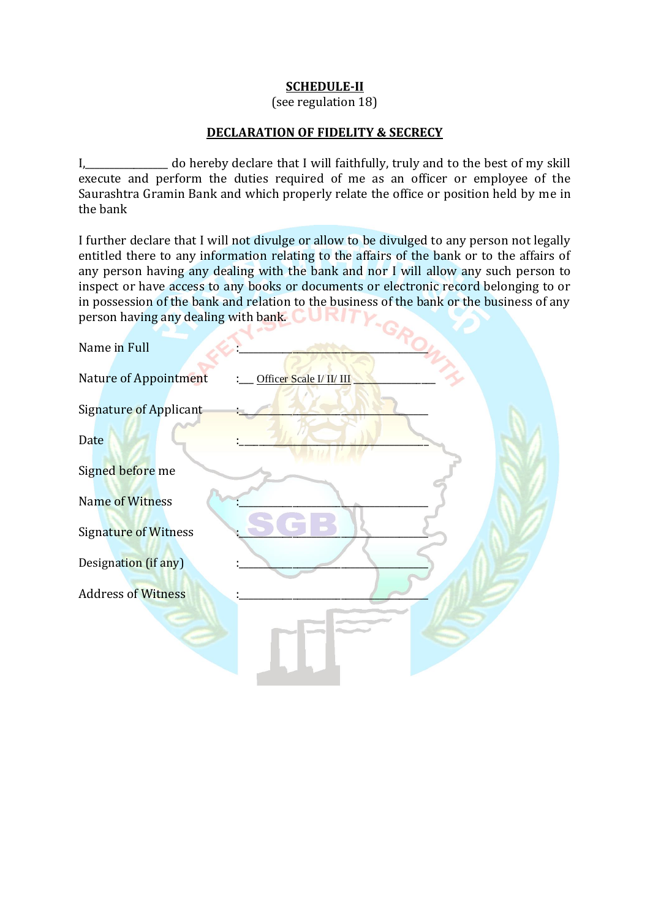**SCHEDULE-II**

(see regulation 18)

**DECLARATION OF FIDELITY & SECRECY**

I,_______________ do hereby declare that I will faithfully, truly and to the best of my skill execute and perform the duties required of me as an officer or employee of the Saurashtra Gramin Bank and which properly relate the office or position held by me in the bank

I further declare that I will not divulge or allow to be divulged to any person not legally entitled there to any information relating to the affairs of the bank or to the affairs of any person having any dealing with the bank and nor I will allow any such person to inspect or have access to any books or documents or electronic record belonging to or in possession of the bank and relation to the business of the bank or the business of any person having any dealing with bank.

Name in Full : ________________________________

Nature of Appointment : ___ Officer Scale I/ II/ III _______________

Signature of Applicant : ________________________________

Date : ________________________________

Signed before me

Name of Witness : ________________________________

Signature of Witness : ________________________________

Designation (if any) : ________________________________

Address of Witness : ________________________________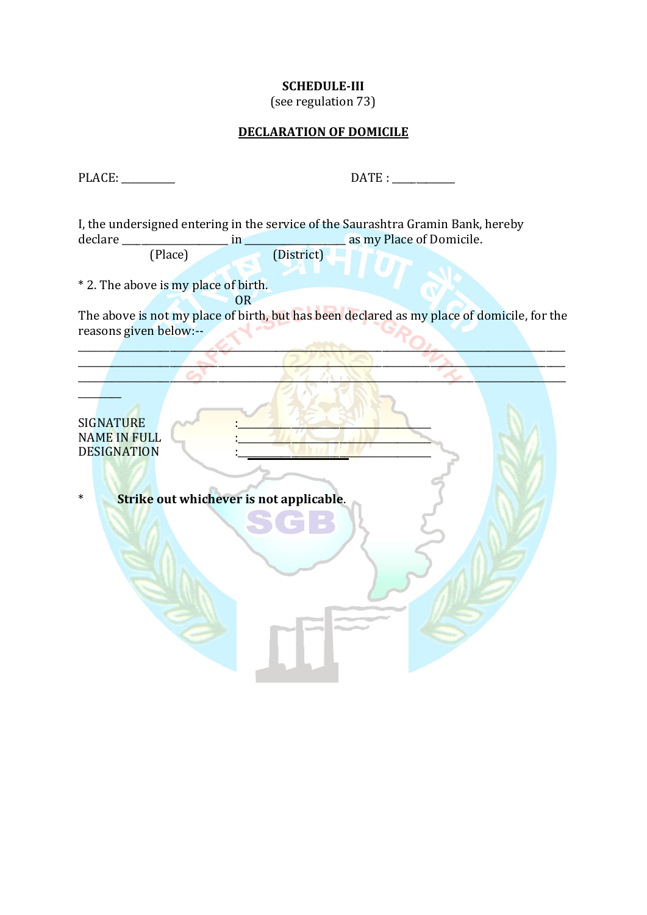**SCHEDULE-III**

(see regulation 73)

**DECLARATION OF DOMICILE**

PLACE: __________ DATE : ____________

I, the undersigned entering in the service of the Saurashtra Gramin Bank, hereby declare ____________________ in __________________ as my Place of Domicile.
(Place) (District)

* 2. The above is my place of birth.

OR

The above is not my place of birth, but has been declared as my place of domicile, for the reasons given below:--

______________________________________________________________________________
______________________________________________________________________________
______________________________________________________________________________
________

SIGNATURE :____________________________________
NAME IN FULL :____________________________________
DESIGNATION :____________________________________

* **Strike out whichever is not applicable**.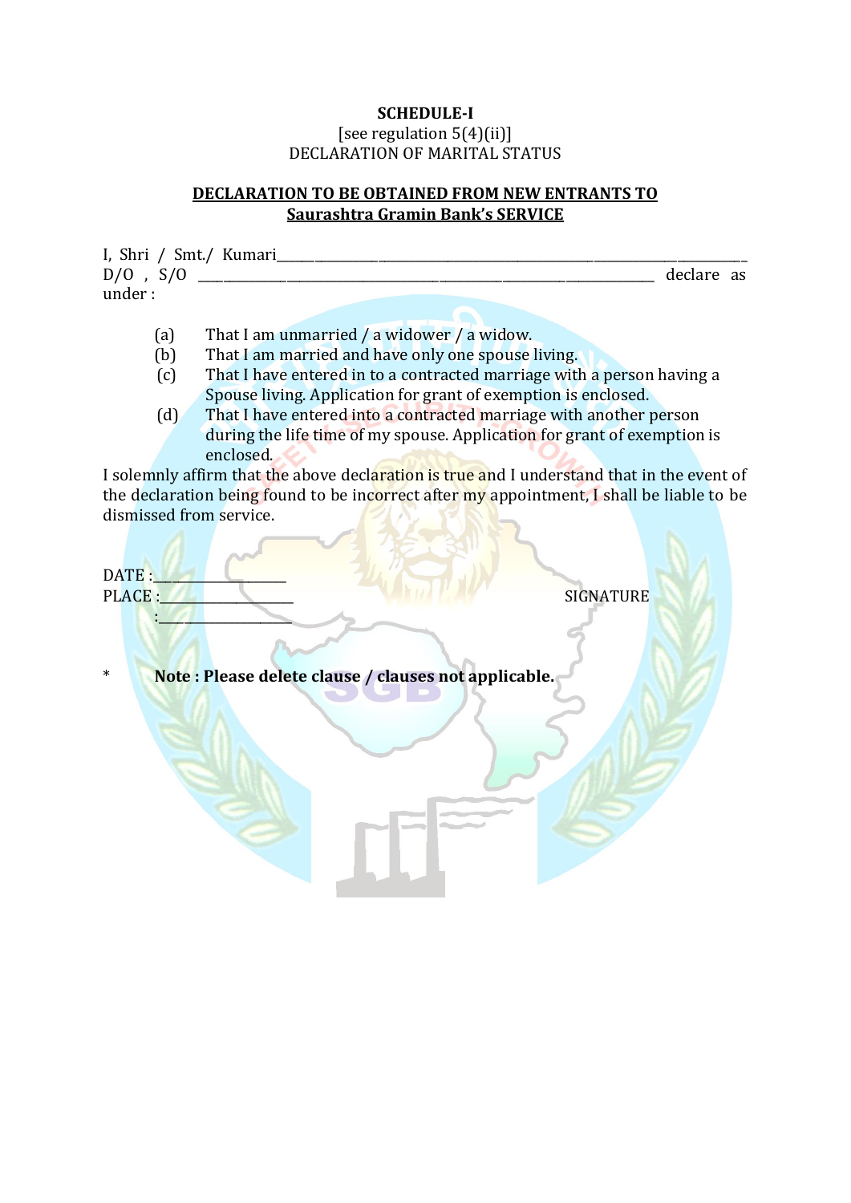**SCHEDULE-I**

[see regulation 5(4)(ii)]

DECLARATION OF MARITAL STATUS

**DECLARATION TO BE OBTAINED FROM NEW ENTRANTS TO Saurashtra Gramin Bank's SERVICE**

I, Shri / Smt./ Kumari_____________________________________________ D/O , S/O _____________________________________________ declare as under :

(a) That I am unmarried / a widower / a widow.

(b) That I am married and have only one spouse living.

(c) That I have entered in to a contracted marriage with a person having a Spouse living. Application for grant of exemption is enclosed.

(d) That I have entered into a contracted marriage with another person during the life time of my spouse. Application for grant of exemption is enclosed.

I solemnly affirm that the above declaration is true and I understand that in the event of the declaration being found to be incorrect after my appointment, I shall be liable to be dismissed from service.

DATE :__________________

PLACE :__________________ SIGNATURE

:__________________

\* **Note : Please delete clause / clauses not applicable.**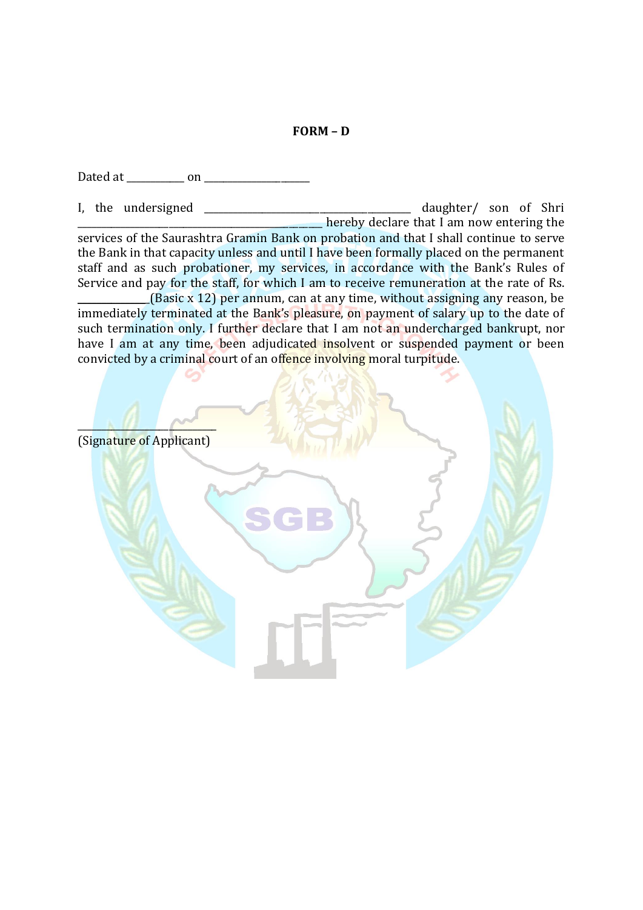**FORM – D**

Dated at ___________ on ____________________

I, the undersigned ________________________________________ daughter/ son of Shri ______________________________________________ hereby declare that I am now entering the services of the Saurashtra Gramin Bank on probation and that I shall continue to serve the Bank in that capacity unless and until I have been formally placed on the permanent staff and as such probationer, my services, in accordance with the Bank's Rules of Service and pay for the staff, for which I am to receive remuneration at the rate of Rs. _____________(Basic x 12) per annum, can at any time, without assigning any reason, be immediately terminated at the Bank's pleasure, on payment of salary up to the date of such termination only. I further declare that I am not an undercharged bankrupt, nor have I am at any time, been adjudicated insolvent or suspended payment or been convicted by a criminal court of an offence involving moral turpitude.

__________________________
(Signature of Applicant)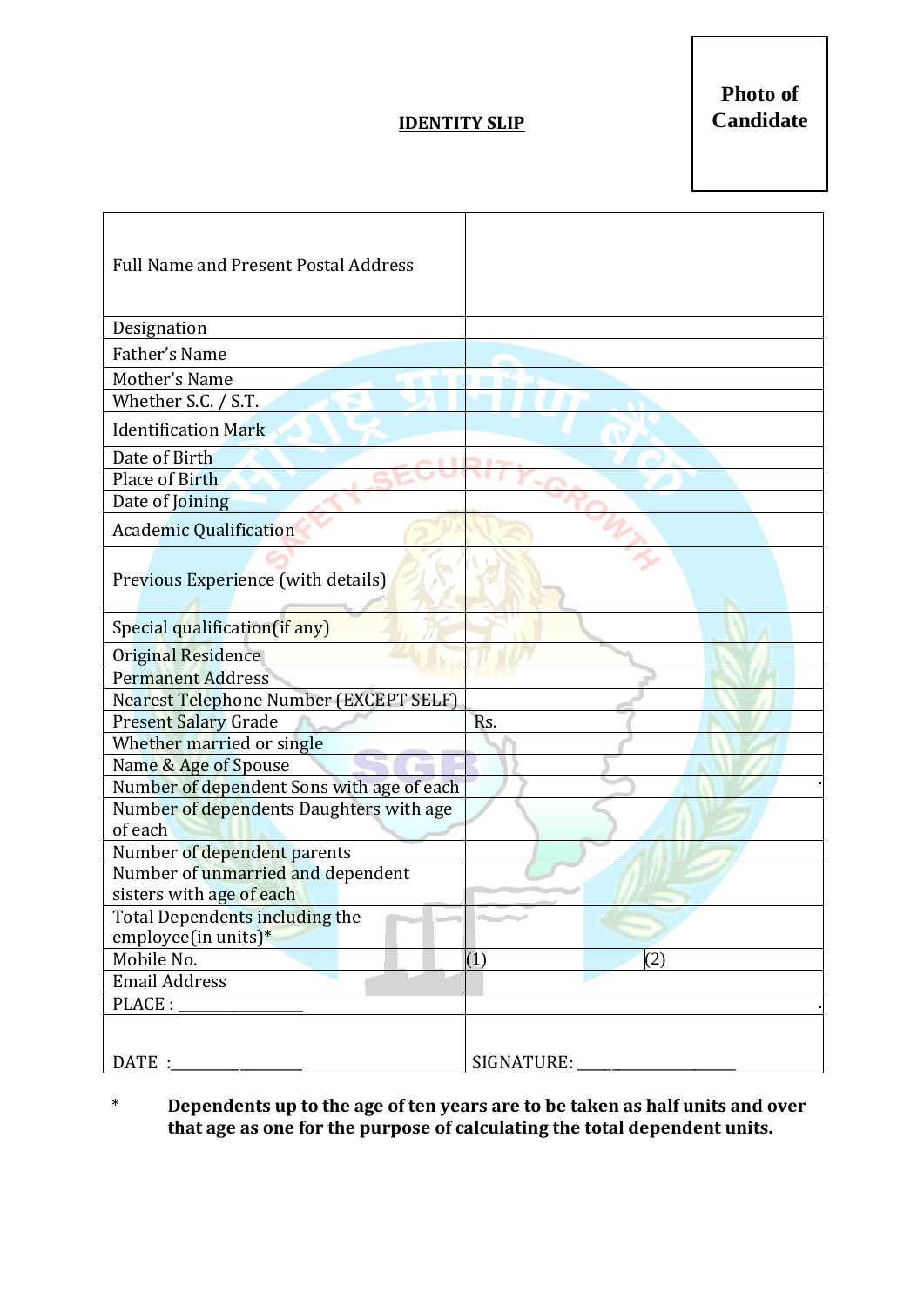**Photo of Candidate**

## IDENTITY SLIP

| | |
|---|---|
| Full Name and Present Postal Address | |
| Designation | |
| Father's Name | |
| Mother's Name | |
| Whether S.C. / S.T. | |
| Identification Mark | |
| Date of Birth | |
| Place of Birth | |
| Date of Joining | |
| Academic Qualification | |
| Previous Experience (with details) | |
| Special qualification(if any) | |
| Original Residence | |
| Permanent Address | |
| Nearest Telephone Number (EXCEPT SELF) | |
| Present Salary Grade | Rs. |
| Whether married or single | |
| Name & Age of Spouse | |
| Number of dependent Sons with age of each | |
| Number of dependents Daughters with age of each | |
| Number of dependent parents | |
| Number of unmarried and dependent sisters with age of each | |
| Total Dependents including the employee(in units)* | |
| Mobile No. | (1) (2) |
| Email Address | |
| PLACE : _______________ | |
| DATE :_______________ | SIGNATURE: ________________ |

\* **Dependents up to the age of ten years are to be taken as half units and over that age as one for the purpose of calculating the total dependent units.**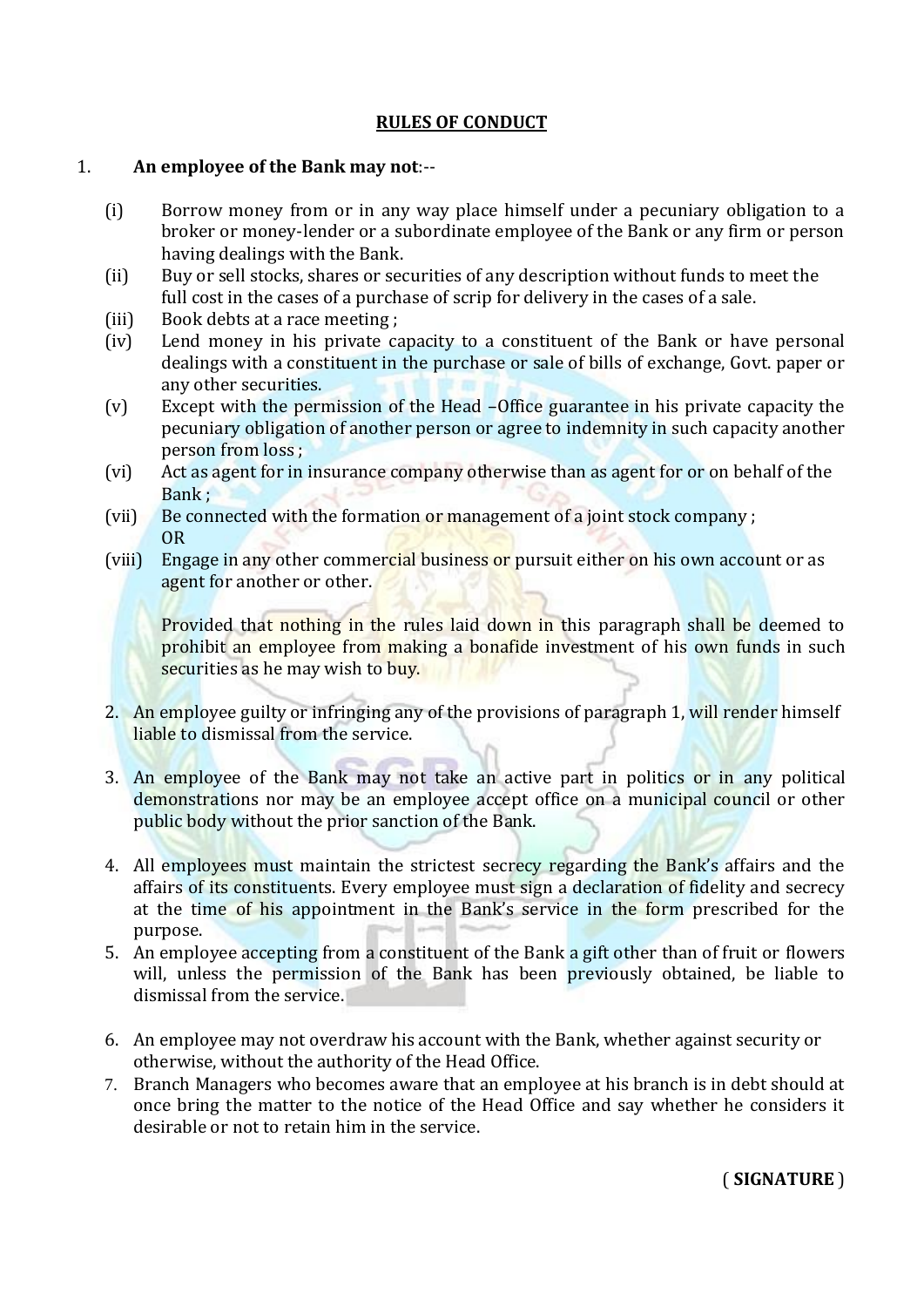## RULES OF CONDUCT

1. **An employee of the Bank may not**:--

   (i) Borrow money from or in any way place himself under a pecuniary obligation to a broker or money-lender or a subordinate employee of the Bank or any firm or person having dealings with the Bank.

   (ii) Buy or sell stocks, shares or securities of any description without funds to meet the full cost in the cases of a purchase of scrip for delivery in the cases of a sale.

   (iii) Book debts at a race meeting ;

   (iv) Lend money in his private capacity to a constituent of the Bank or have personal dealings with a constituent in the purchase or sale of bills of exchange, Govt. paper or any other securities.

   (v) Except with the permission of the Head –Office guarantee in his private capacity the pecuniary obligation of another person or agree to indemnity in such capacity another person from loss ;

   (vi) Act as agent for in insurance company otherwise than as agent for or on behalf of the Bank ;

   (vii) Be connected with the formation or management of a joint stock company ; OR

   (viii) Engage in any other commercial business or pursuit either on his own account or as agent for another or other.

   Provided that nothing in the rules laid down in this paragraph shall be deemed to prohibit an employee from making a bonafide investment of his own funds in such securities as he may wish to buy.

2. An employee guilty or infringing any of the provisions of paragraph 1, will render himself liable to dismissal from the service.

3. An employee of the Bank may not take an active part in politics or in any political demonstrations nor may be an employee accept office on a municipal council or other public body without the prior sanction of the Bank.

4. All employees must maintain the strictest secrecy regarding the Bank's affairs and the affairs of its constituents. Every employee must sign a declaration of fidelity and secrecy at the time of his appointment in the Bank's service in the form prescribed for the purpose.

5. An employee accepting from a constituent of the Bank a gift other than of fruit or flowers will, unless the permission of the Bank has been previously obtained, be liable to dismissal from the service.

6. An employee may not overdraw his account with the Bank, whether against security or otherwise, without the authority of the Head Office.

7. Branch Managers who becomes aware that an employee at his branch is in debt should at once bring the matter to the notice of the Head Office and say whether he considers it desirable or not to retain him in the service.

( **SIGNATURE** )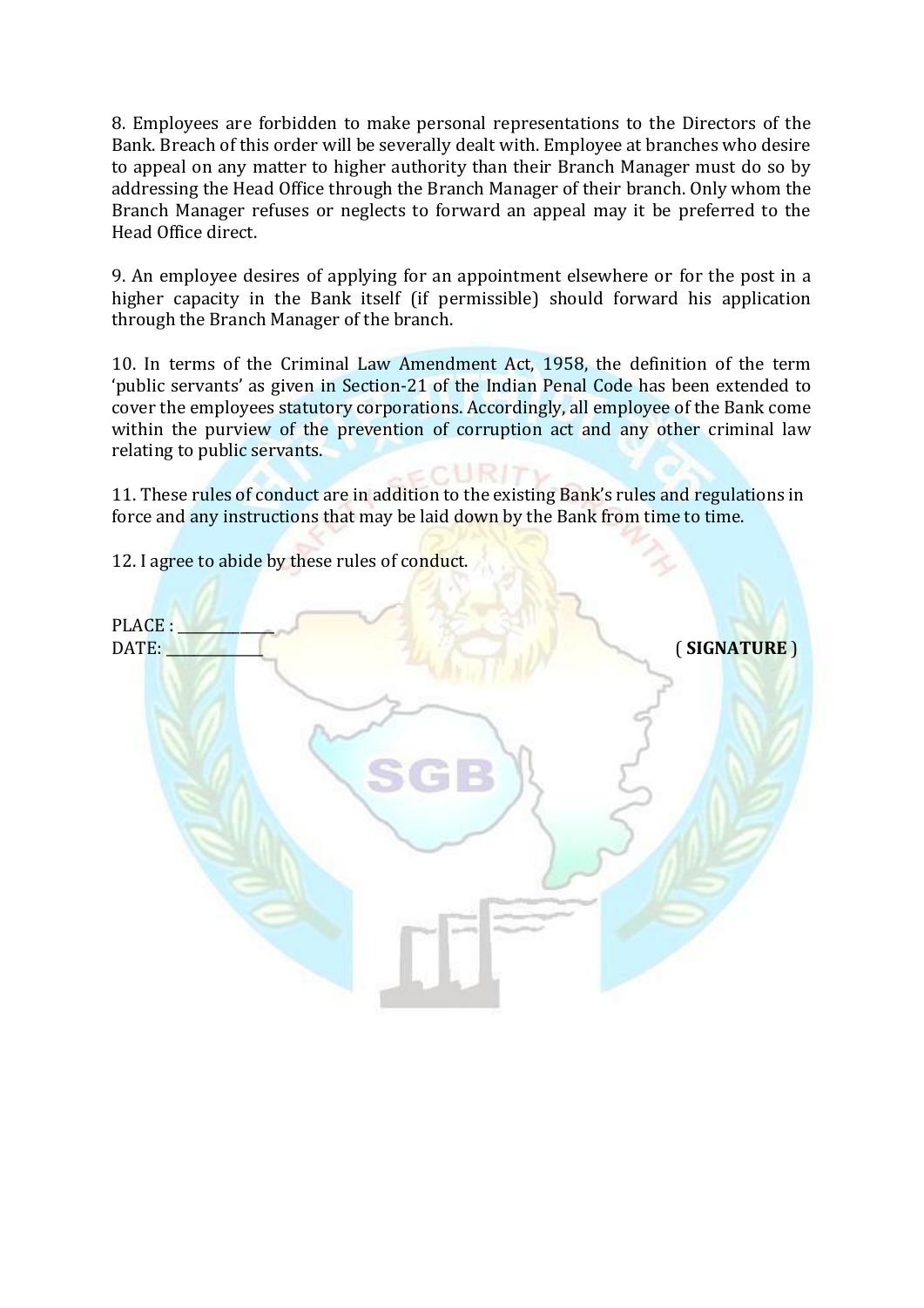8. Employees are forbidden to make personal representations to the Directors of the Bank. Breach of this order will be severally dealt with. Employee at branches who desire to appeal on any matter to higher authority than their Branch Manager must do so by addressing the Head Office through the Branch Manager of their branch. Only whom the Branch Manager refuses or neglects to forward an appeal may it be preferred to the Head Office direct.

9. An employee desires of applying for an appointment elsewhere or for the post in a higher capacity in the Bank itself (if permissible) should forward his application through the Branch Manager of the branch.

10. In terms of the Criminal Law Amendment Act, 1958, the definition of the term 'public servants' as given in Section-21 of the Indian Penal Code has been extended to cover the employees statutory corporations. Accordingly, all employee of the Bank come within the purview of the prevention of corruption act and any other criminal law relating to public servants.

11. These rules of conduct are in addition to the existing Bank's rules and regulations in force and any instructions that may be laid down by the Bank from time to time.

12. I agree to abide by these rules of conduct.

PLACE : ______________

DATE: ______________ ( **SIGNATURE** )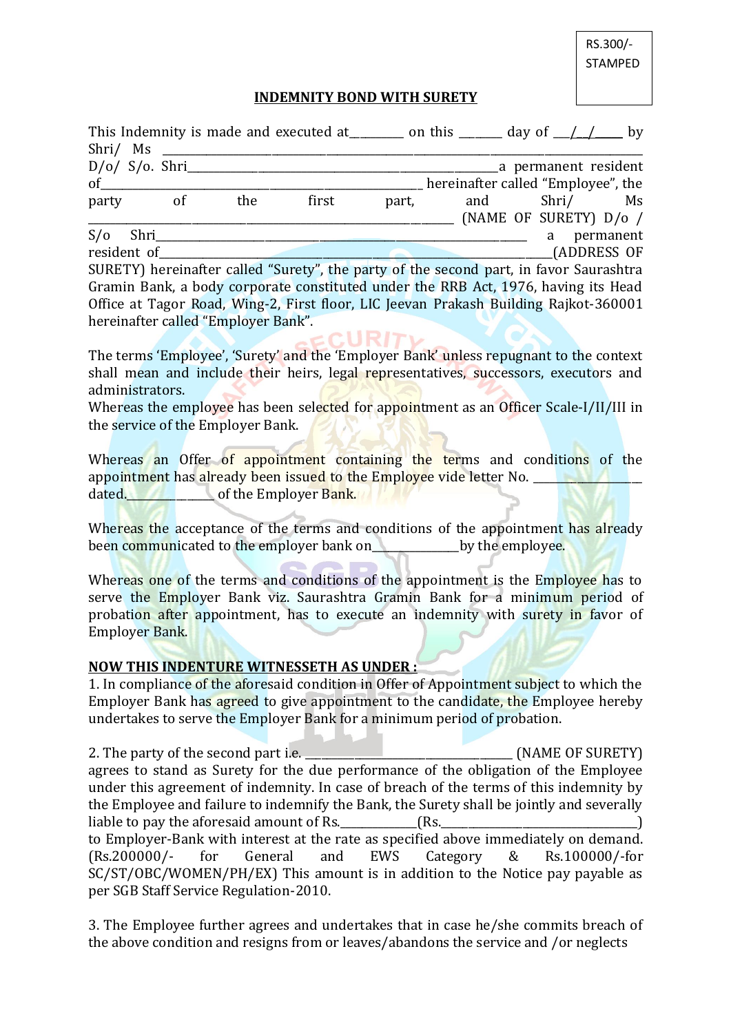RS.300/-
STAMPED

## INDEMNITY BOND WITH SURETY

This Indemnity is made and executed at________ on this _______ day of __/__/_____ by Shri/ Ms ________________________________________________________________________________ D/o/ S/o. Shri______________________________________________________a permanent resident of______________________________________________________ hereinafter called "Employee", the party of the first part, and Shri/ Ms ______________________________________________________________ (NAME OF SURETY) D/o / S/o Shri_______________________________________________________________ a permanent resident of_______________________________________________________________(ADDRESS OF SURETY) hereinafter called "Surety", the party of the second part, in favor Saurashtra Gramin Bank, a body corporate constituted under the RRB Act, 1976, having its Head Office at Tagor Road, Wing-2, First floor, LIC Jeevan Prakash Building Rajkot-360001 hereinafter called "Employer Bank".

The terms 'Employee', 'Surety' and the 'Employer Bank' unless repugnant to the context shall mean and include their heirs, legal representatives, successors, executors and administrators.
Whereas the employee has been selected for appointment as an Officer Scale-I/II/III in the service of the Employer Bank.

Whereas an Offer of appointment containing the terms and conditions of the appointment has already been issued to the Employee vide letter No. __________________ dated.______________ of the Employer Bank.

Whereas the acceptance of the terms and conditions of the appointment has already been communicated to the employer bank on_____________by the employee.

Whereas one of the terms and conditions of the appointment is the Employee has to serve the Employer Bank viz. Saurashtra Gramin Bank for a minimum period of probation after appointment, has to execute an indemnity with surety in favor of Employer Bank.

**NOW THIS INDENTURE WITNESSETH AS UNDER :**

1. In compliance of the aforesaid condition in Offer of Appointment subject to which the Employer Bank has agreed to give appointment to the candidate, the Employee hereby undertakes to serve the Employer Bank for a minimum period of probation.

2. The party of the second part i.e. ___________________________________ (NAME OF SURETY) agrees to stand as Surety for the due performance of the obligation of the Employee under this agreement of indemnity. In case of breach of the terms of this indemnity by the Employee and failure to indemnify the Bank, the Surety shall be jointly and severally liable to pay the aforesaid amount of Rs._____________(Rs.__________________________________) to Employer-Bank with interest at the rate as specified above immediately on demand. (Rs.200000/- for General and EWS Category & Rs.100000/-for SC/ST/OBC/WOMEN/PH/EX) This amount is in addition to the Notice pay payable as per SGB Staff Service Regulation-2010.

3. The Employee further agrees and undertakes that in case he/she commits breach of the above condition and resigns from or leaves/abandons the service and /or neglects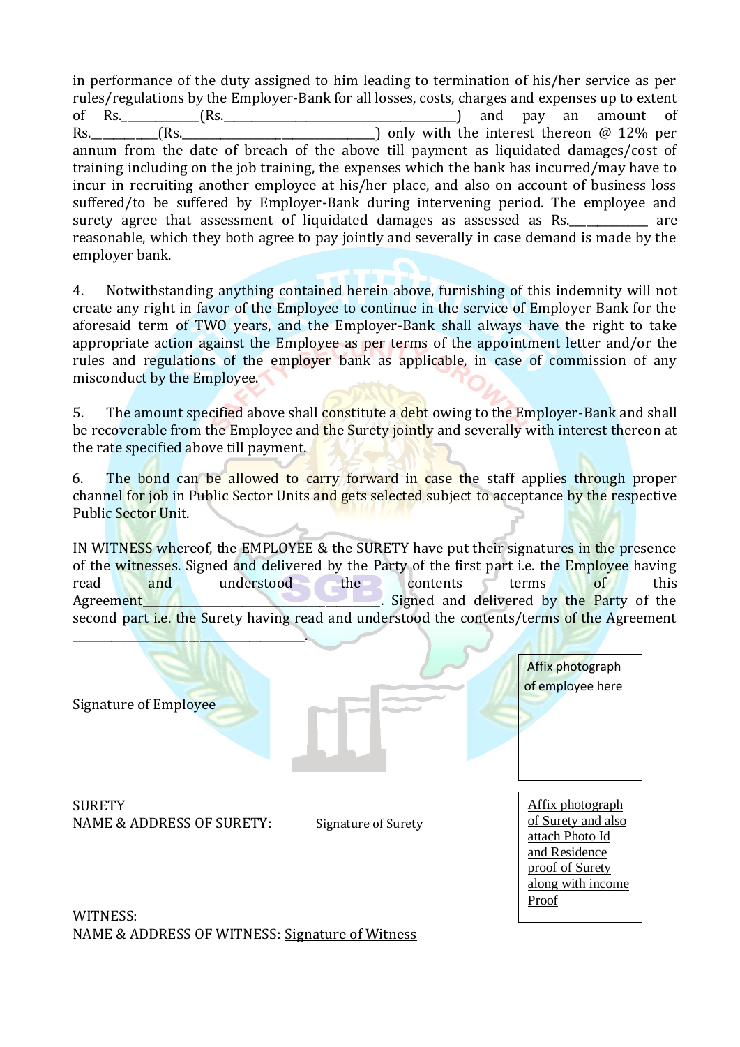in performance of the duty assigned to him leading to termination of his/her service as per rules/regulations by the Employer-Bank for all losses, costs, charges and expenses up to extent of Rs.____________(Rs.______________________________________) and pay an amount of Rs.__________(Rs.______________________________) only with the interest thereon @ 12% per annum from the date of breach of the above till payment as liquidated damages/cost of training including on the job training, the expenses which the bank has incurred/may have to incur in recruiting another employee at his/her place, and also on account of business loss suffered/to be suffered by Employer-Bank during intervening period. The employee and surety agree that assessment of liquidated damages as assessed as Rs.____________ are reasonable, which they both agree to pay jointly and severally in case demand is made by the employer bank.

4. Notwithstanding anything contained herein above, furnishing of this indemnity will not create any right in favor of the Employee to continue in the service of Employer Bank for the aforesaid term of TWO years, and the Employer-Bank shall always have the right to take appropriate action against the Employee as per terms of the appointment letter and/or the rules and regulations of the employer bank as applicable, in case of commission of any misconduct by the Employee.

5. The amount specified above shall constitute a debt owing to the Employer-Bank and shall be recoverable from the Employee and the Surety jointly and severally with interest thereon at the rate specified above till payment.

6. The bond can be allowed to carry forward in case the staff applies through proper channel for job in Public Sector Units and gets selected subject to acceptance by the respective Public Sector Unit.

IN WITNESS whereof, the EMPLOYEE & the SURETY have put their signatures in the presence of the witnesses. Signed and delivered by the Party of the first part i.e. the Employee having read and understood the contents terms of this Agreement________________________________. Signed and delivered by the Party of the second part i.e. the Surety having read and understood the contents/terms of the Agreement ____________________________________.

Signature of Employee

Affix photograph of employee here

SURETY

NAME & ADDRESS OF SURETY: Signature of Surety

Affix photograph of Surety and also attach Photo Id and Residence proof of Surety along with income Proof

WITNESS:

NAME & ADDRESS OF WITNESS: Signature of Witness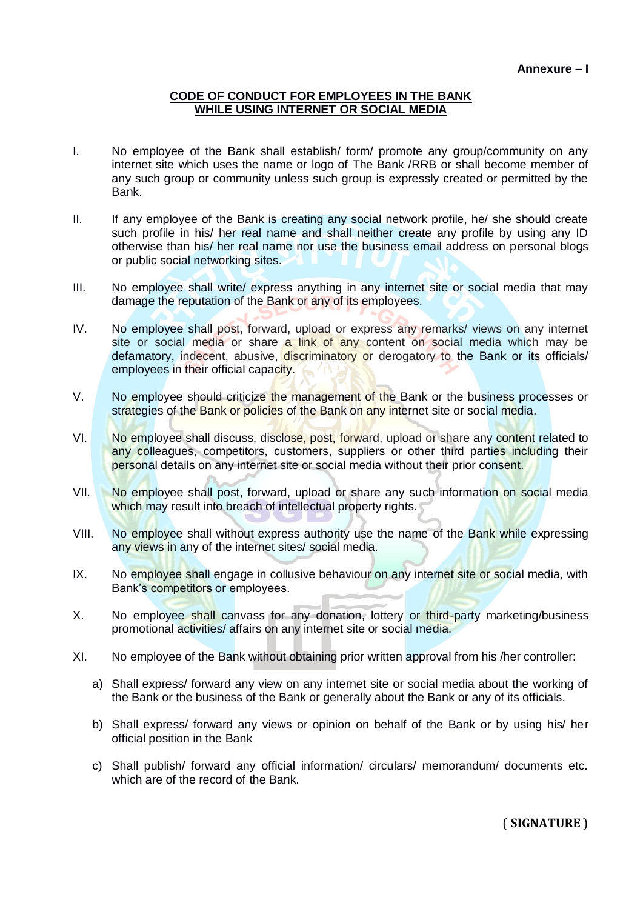**Annexure – I**

## CODE OF CONDUCT FOR EMPLOYEES IN THE BANK WHILE USING INTERNET OR SOCIAL MEDIA

I. No employee of the Bank shall establish/ form/ promote any group/community on any internet site which uses the name or logo of The Bank /RRB or shall become member of any such group or community unless such group is expressly created or permitted by the Bank.

II. If any employee of the Bank is creating any social network profile, he/ she should create such profile in his/ her real name and shall neither create any profile by using any ID otherwise than his/ her real name nor use the business email address on personal blogs or public social networking sites.

III. No employee shall write/ express anything in any internet site or social media that may damage the reputation of the Bank or any of its employees.

IV. No employee shall post, forward, upload or express any remarks/ views on any internet site or social media or share a link of any content on social media which may be defamatory, indecent, abusive, discriminatory or derogatory to the Bank or its officials/ employees in their official capacity.

V. No employee should criticize the management of the Bank or the business processes or strategies of the Bank or policies of the Bank on any internet site or social media.

VI. No employee shall discuss, disclose, post, forward, upload or share any content related to any colleagues, competitors, customers, suppliers or other third parties including their personal details on any internet site or social media without their prior consent.

VII. No employee shall post, forward, upload or share any such information on social media which may result into breach of intellectual property rights.

VIII. No employee shall without express authority use the name of the Bank while expressing any views in any of the internet sites/ social media.

IX. No employee shall engage in collusive behaviour on any internet site or social media, with Bank's competitors or employees.

X. No employee shall canvass for any donation, lottery or third-party marketing/business promotional activities/ affairs on any internet site or social media.

XI. No employee of the Bank without obtaining prior written approval from his /her controller:

a) Shall express/ forward any view on any internet site or social media about the working of the Bank or the business of the Bank or generally about the Bank or any of its officials.

b) Shall express/ forward any views or opinion on behalf of the Bank or by using his/ her official position in the Bank

c) Shall publish/ forward any official information/ circulars/ memorandum/ documents etc. which are of the record of the Bank.

**( SIGNATURE )**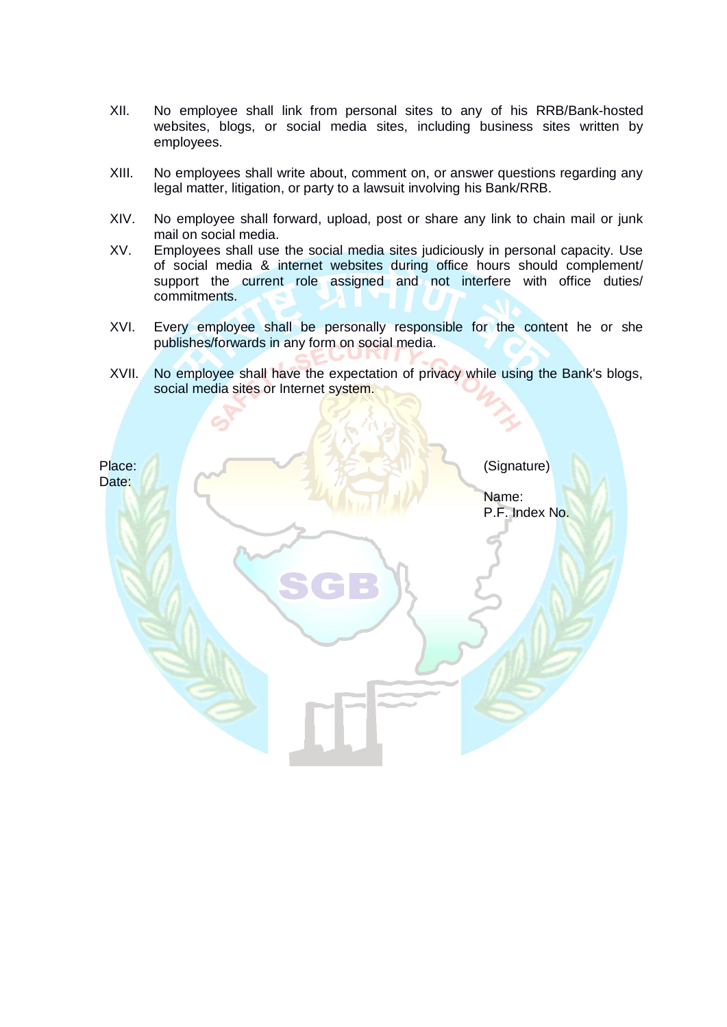XII. No employee shall link from personal sites to any of his RRB/Bank-hosted websites, blogs, or social media sites, including business sites written by employees.

XIII. No employees shall write about, comment on, or answer questions regarding any legal matter, litigation, or party to a lawsuit involving his Bank/RRB.

XIV. No employee shall forward, upload, post or share any link to chain mail or junk mail on social media.

XV. Employees shall use the social media sites judiciously in personal capacity. Use of social media & internet websites during office hours should complement/ support the current role assigned and not interfere with office duties/ commitments.

XVI. Every employee shall be personally responsible for the content he or she publishes/forwards in any form on social media.

XVII. No employee shall have the expectation of privacy while using the Bank's blogs, social media sites or Internet system.

Place:
Date:

(Signature)

Name:
P.F. Index No.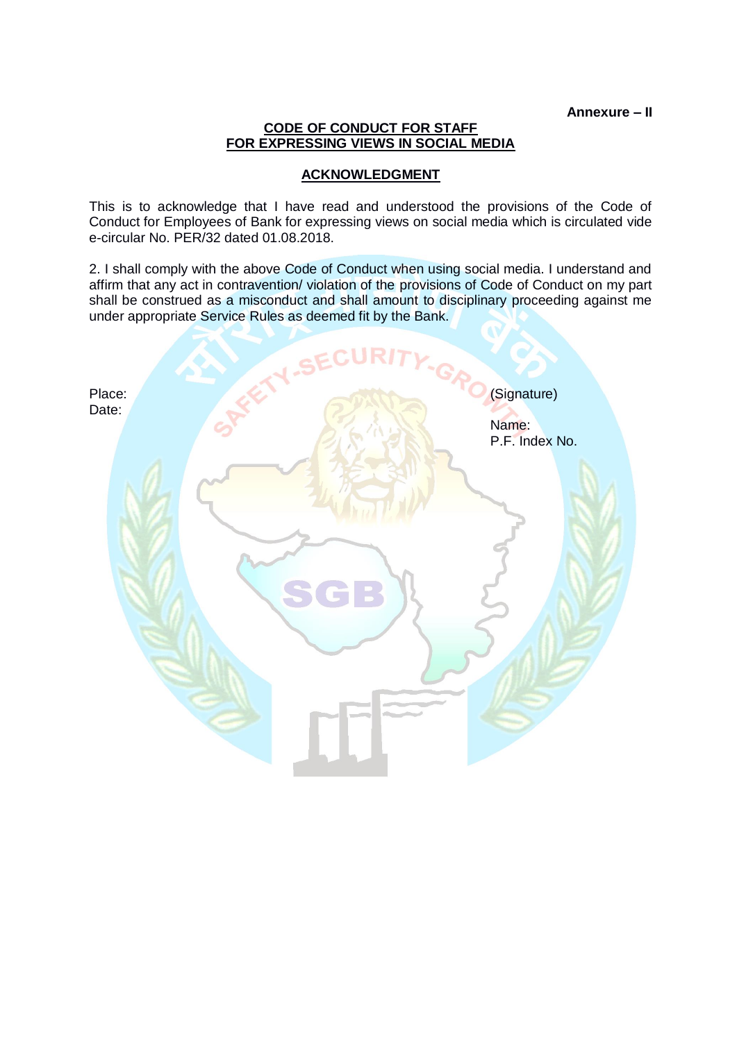**Annexure – II**

## CODE OF CONDUCT FOR STAFF FOR EXPRESSING VIEWS IN SOCIAL MEDIA

### ACKNOWLEDGMENT

This is to acknowledge that I have read and understood the provisions of the Code of Conduct for Employees of Bank for expressing views on social media which is circulated vide e-circular No. PER/32 dated 01.08.2018.

2. I shall comply with the above Code of Conduct when using social media. I understand and affirm that any act in contravention/ violation of the provisions of Code of Conduct on my part shall be construed as a misconduct and shall amount to disciplinary proceeding against me under appropriate Service Rules as deemed fit by the Bank.

Place:
Date:

(Signature)

Name:
P.F. Index No.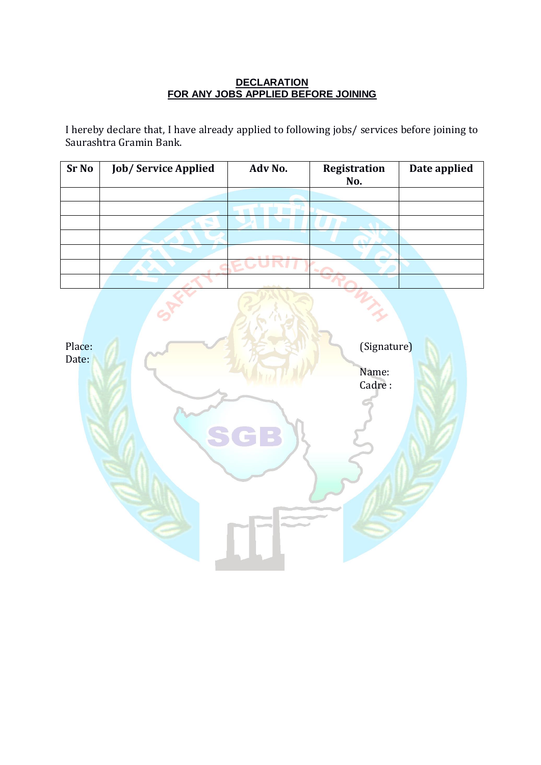## DECLARATION
## FOR ANY JOBS APPLIED BEFORE JOINING

I hereby declare that, I have already applied to following jobs/ services before joining to Saurashtra Gramin Bank.

| Sr No | Job/ Service Applied | Adv No. | Registration No. | Date applied |
|---|---|---|---|---|
| | | | | |
| | | | | |
| | | | | |
| | | | | |
| | | | | |
| | | | | |
| | | | | |

Place:
Date:

(Signature)

Name:
Cadre :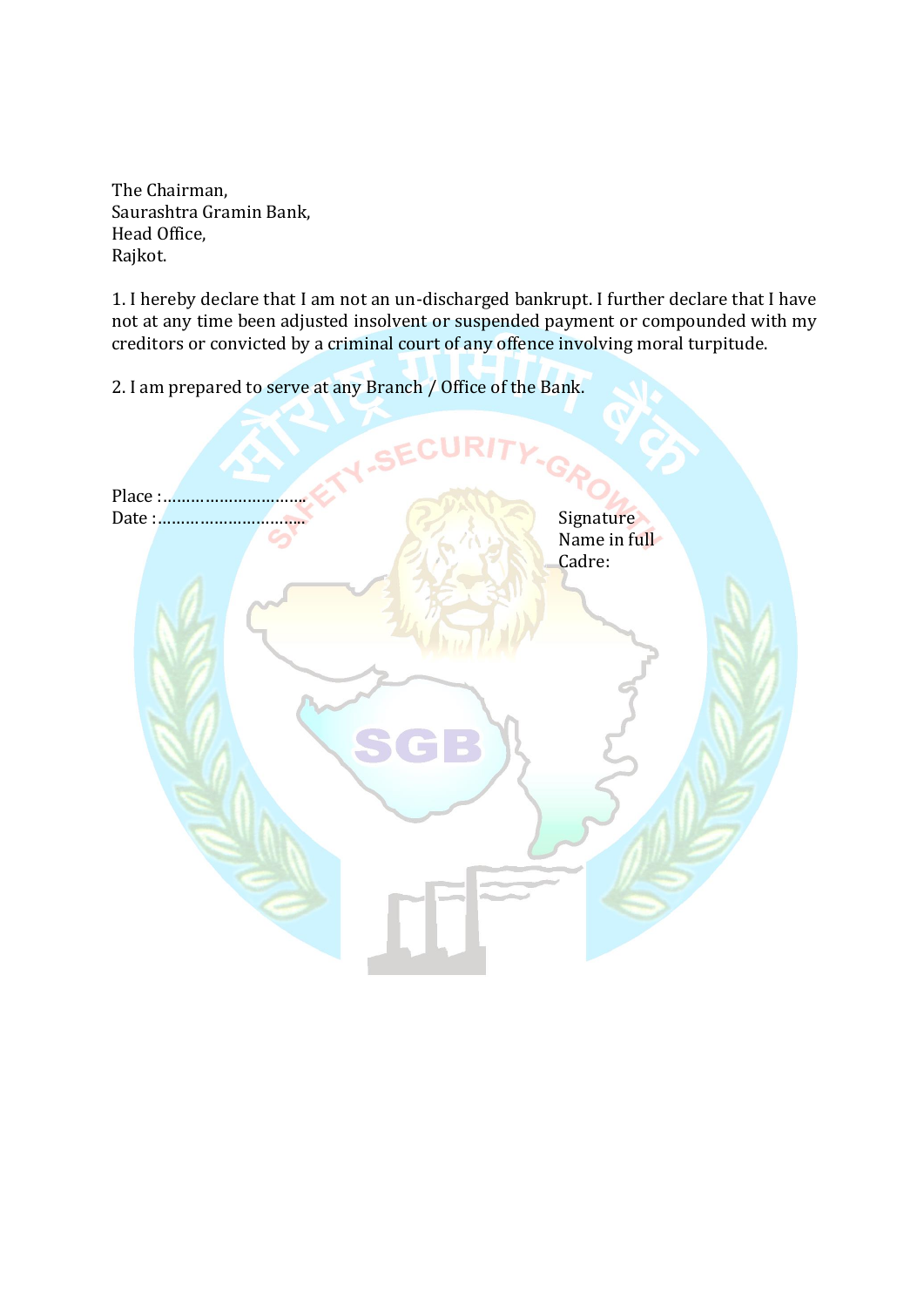The Chairman,
Saurashtra Gramin Bank,
Head Office,
Rajkot.

1. I hereby declare that I am not an un-discharged bankrupt. I further declare that I have not at any time been adjusted insolvent or suspended payment or compounded with my creditors or convicted by a criminal court of any offence involving moral turpitude.

2. I am prepared to serve at any Branch / Office of the Bank.

Place :……………………………
Date :……………………………

Signature
Name in full
Cadre: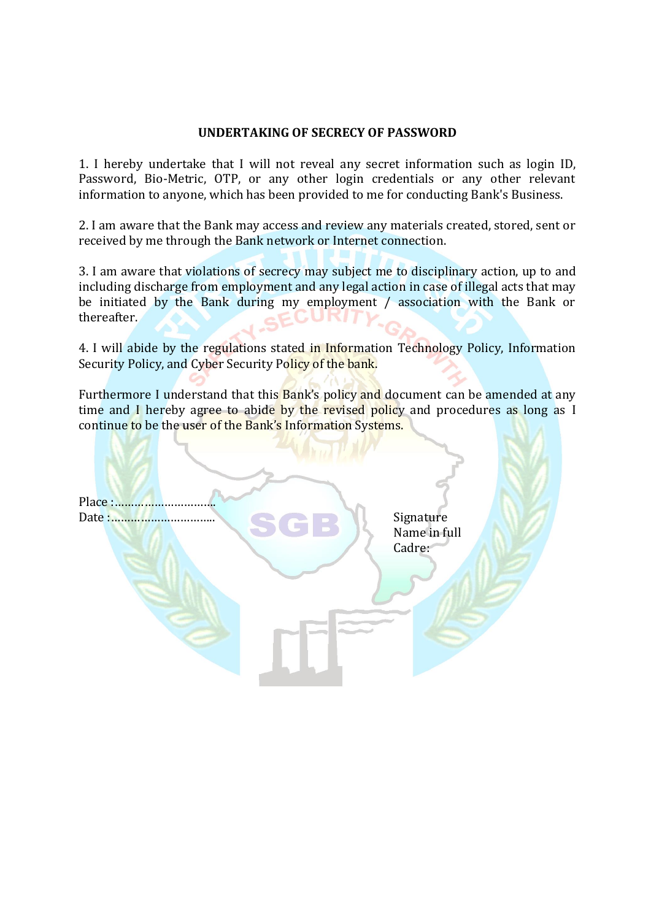## UNDERTAKING OF SECRECY OF PASSWORD

1. I hereby undertake that I will not reveal any secret information such as login ID, Password, Bio-Metric, OTP, or any other login credentials or any other relevant information to anyone, which has been provided to me for conducting Bank's Business.

2. I am aware that the Bank may access and review any materials created, stored, sent or received by me through the Bank network or Internet connection.

3. I am aware that violations of secrecy may subject me to disciplinary action, up to and including discharge from employment and any legal action in case of illegal acts that may be initiated by the Bank during my employment / association with the Bank or thereafter.

4. I will abide by the regulations stated in Information Technology Policy, Information Security Policy, and Cyber Security Policy of the bank.

Furthermore I understand that this Bank's policy and document can be amended at any time and I hereby agree to abide by the revised policy and procedures as long as I continue to be the user of the Bank's Information Systems.

Place :…………………………..
Date :…………………………..

Signature
Name in full
Cadre: